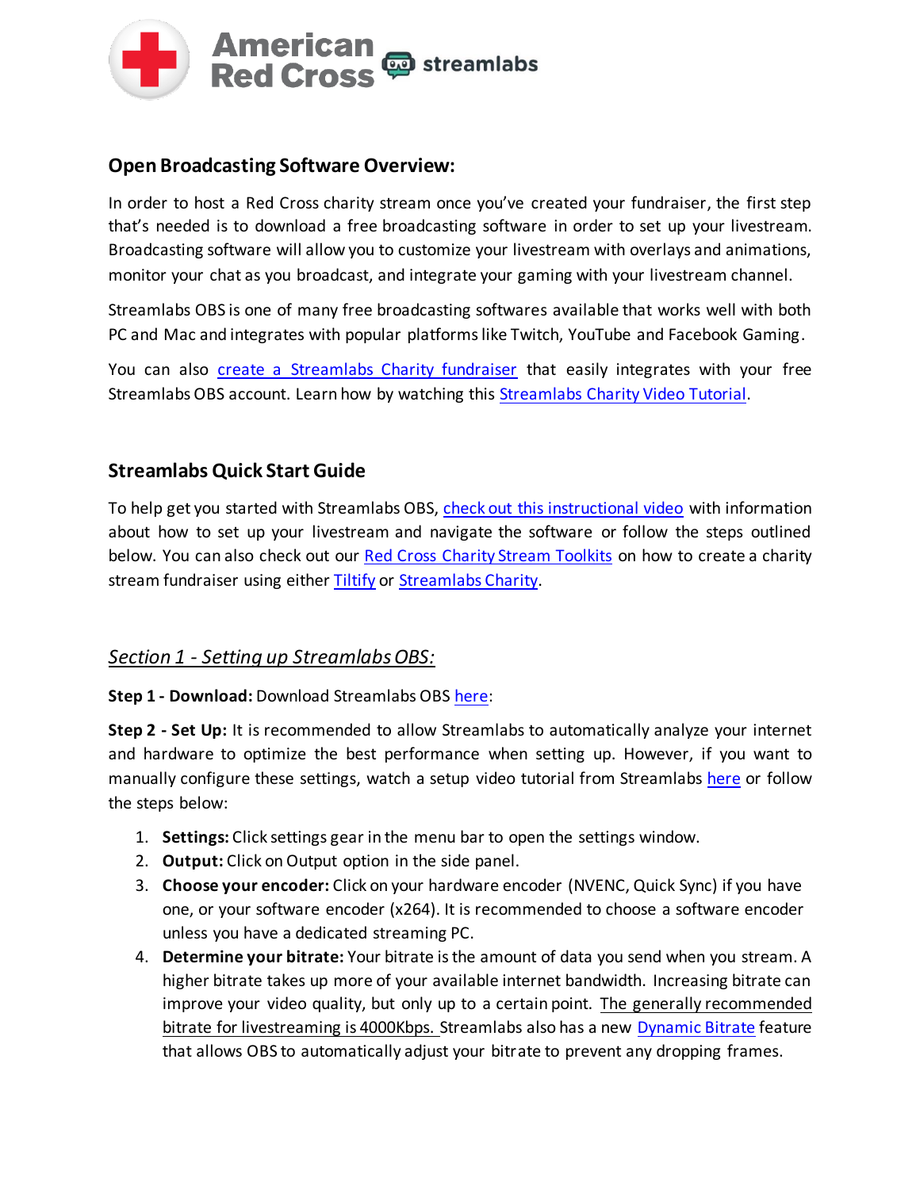## Open Broadcasting Software Overview:

In order to host a Red Cross charity stream once you've created your fundraiser, the first step that's needed is to download a free broadcasting software in order to set up your livestream. Broadcasting software will allow you to customize your livestream with overlays and animations, monitor your chat as you broadcast, and integrate your gaming with your livestream channel.

Streamlabs OBS is one of many free broadcasting softwares available that works well with both PC and Mac and integrates with popular platforms like Twitch, YouTube and Facebook Gaming.

You can also create a Streamlabs Charity fundraiser that easily integrates with your free Streamlabs OBS account. Learn how by watching this Streamlabs Charity Video Tutorial.

## Streamlabs Quick Start Guide

To help get you started with Streamlabs OBS, check out this instructional video with information about how to set up your livestream and navigate the software or follow the steps outlined below. You can also check out our Red Cross Charity Stream Toolkits on how to create a charity stream fundraiser using either Tiltify or Streamlabs Charity.

### *Section 1 - Setting up Streamlabs OBS:*

**Step 1 - Download:** Download Streamlabs OBS here:

**Step 2 - Set Up:** It is recommended to allow Streamlabs to automatically analyze your internet and hardware to optimize the best performance when setting up. However, if you want to manually configure these settings, watch a setup video tutorial from Streamlabs here or follow the steps below:

1. **Settings:** Click settings gear in the menu bar to open the settings window.
2. **Output:** Click on Output option in the side panel.
3. **Choose your encoder:** Click on your hardware encoder (NVENC, Quick Sync) if you have one, or your software encoder (x264). It is recommended to choose a software encoder unless you have a dedicated streaming PC.
4. **Determine your bitrate:** Your bitrate is the amount of data you send when you stream. A higher bitrate takes up more of your available internet bandwidth. Increasing bitrate can improve your video quality, but only up to a certain point. The generally recommended bitrate for livestreaming is 4000Kbps. Streamlabs also has a new Dynamic Bitrate feature that allows OBS to automatically adjust your bitrate to prevent any dropping frames.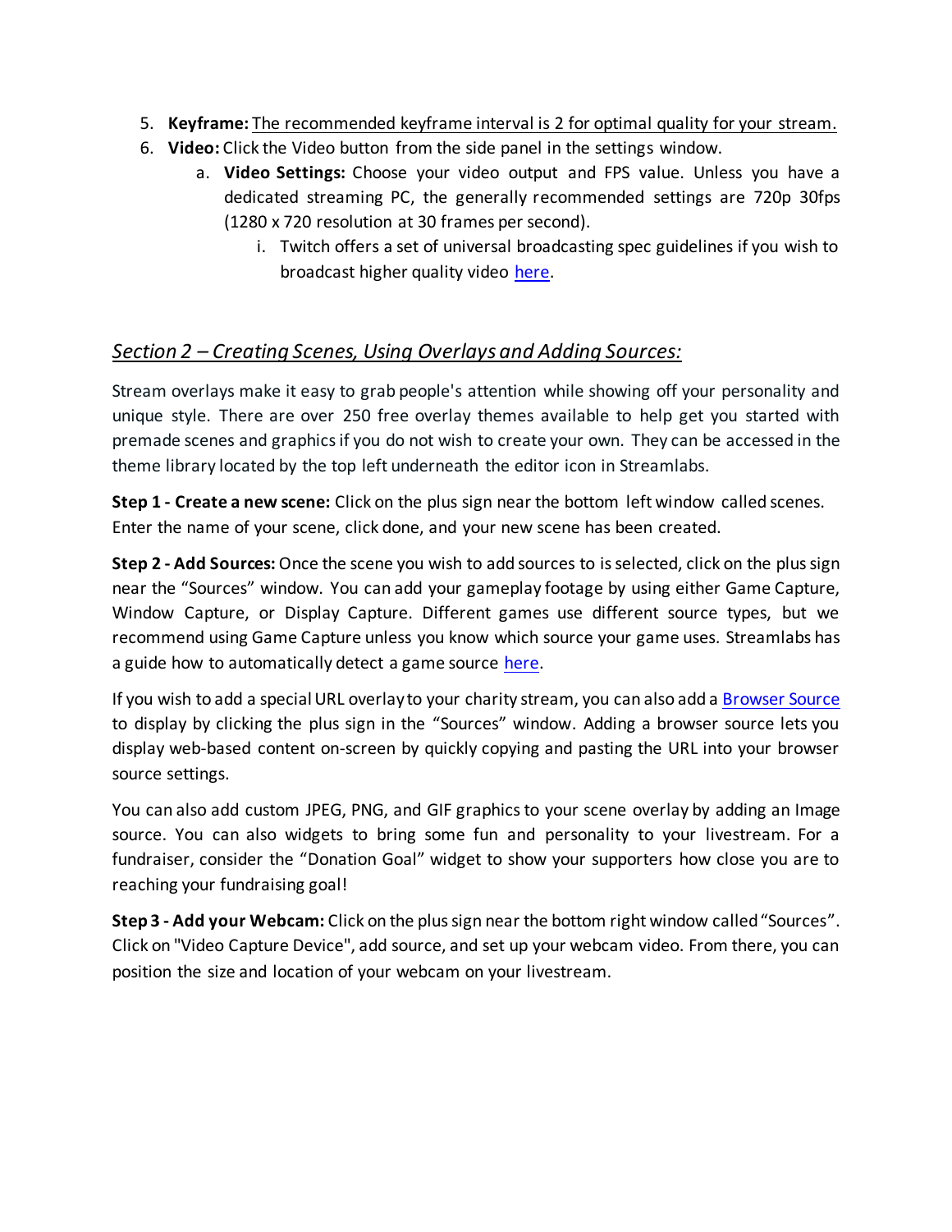5. **Keyframe:** The recommended keyframe interval is 2 for optimal quality for your stream.
6. **Video:** Click the Video button from the side panel in the settings window.
    a. **Video Settings:** Choose your video output and FPS value. Unless you have a dedicated streaming PC, the generally recommended settings are 720p 30fps (1280 x 720 resolution at 30 frames per second).
        i. Twitch offers a set of universal broadcasting spec guidelines if you wish to broadcast higher quality video here.

## *Section 2 – Creating Scenes, Using Overlays and Adding Sources:*

Stream overlays make it easy to grab people's attention while showing off your personality and unique style. There are over 250 free overlay themes available to help get you started with premade scenes and graphics if you do not wish to create your own. They can be accessed in the theme library located by the top left underneath the editor icon in Streamlabs.

**Step 1 - Create a new scene:** Click on the plus sign near the bottom left window called scenes. Enter the name of your scene, click done, and your new scene has been created.

**Step 2 - Add Sources:** Once the scene you wish to add sources to is selected, click on the plus sign near the "Sources" window. You can add your gameplay footage by using either Game Capture, Window Capture, or Display Capture. Different games use different source types, but we recommend using Game Capture unless you know which source your game uses. Streamlabs has a guide how to automatically detect a game source here.

If you wish to add a special URL overlay to your charity stream, you can also add a Browser Source to display by clicking the plus sign in the "Sources" window. Adding a browser source lets you display web-based content on-screen by quickly copying and pasting the URL into your browser source settings.

You can also add custom JPEG, PNG, and GIF graphics to your scene overlay by adding an Image source. You can also widgets to bring some fun and personality to your livestream. For a fundraiser, consider the "Donation Goal" widget to show your supporters how close you are to reaching your fundraising goal!

**Step 3 - Add your Webcam:** Click on the plus sign near the bottom right window called "Sources". Click on "Video Capture Device", add source, and set up your webcam video. From there, you can position the size and location of your webcam on your livestream.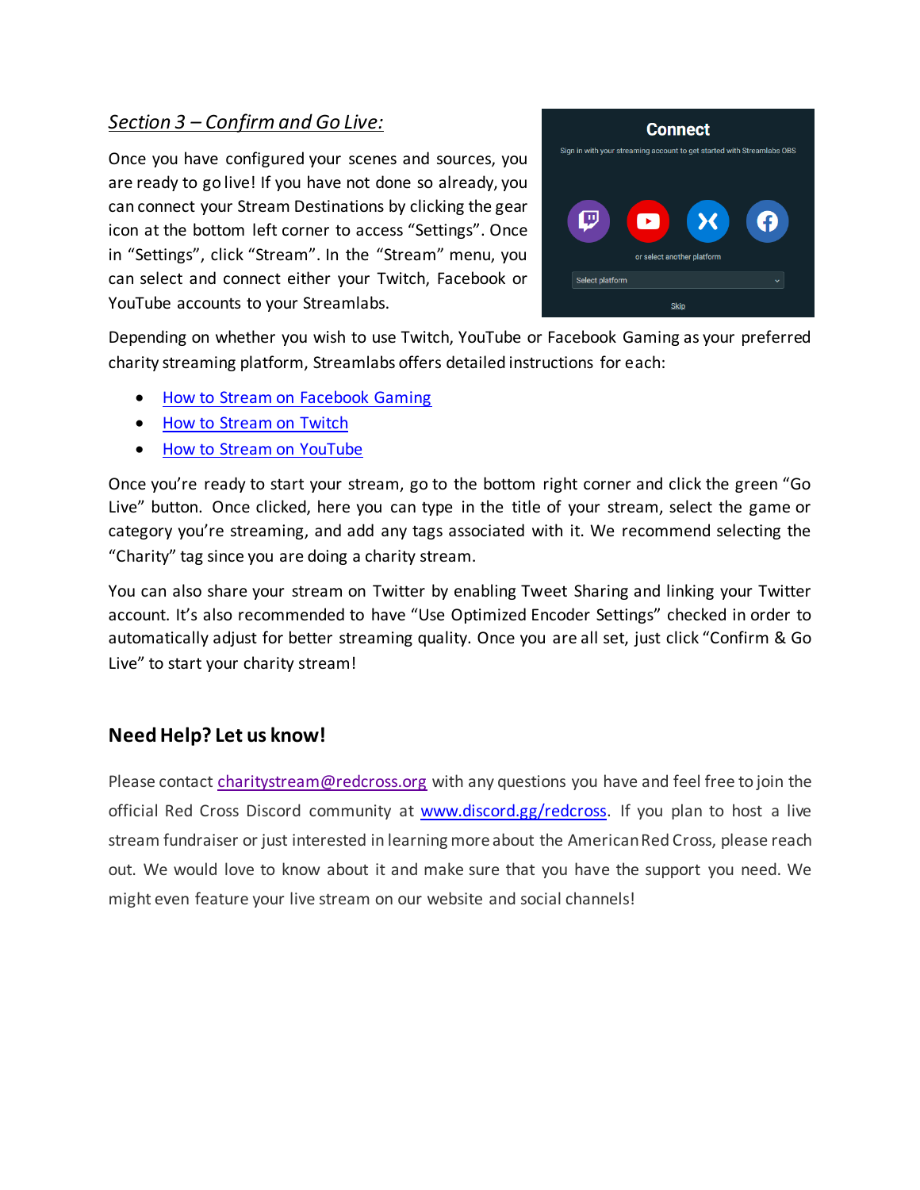## *Section 3 – Confirm and Go Live:*

Once you have configured your scenes and sources, you are ready to go live! If you have not done so already, you can connect your Stream Destinations by clicking the gear icon at the bottom left corner to access "Settings". Once in "Settings", click "Stream". In the "Stream" menu, you can select and connect either your Twitch, Facebook or YouTube accounts to your Streamlabs.

Depending on whether you wish to use Twitch, YouTube or Facebook Gaming as your preferred charity streaming platform, Streamlabs offers detailed instructions for each:

- How to Stream on Facebook Gaming
- How to Stream on Twitch
- How to Stream on YouTube

Once you're ready to start your stream, go to the bottom right corner and click the green "Go Live" button. Once clicked, here you can type in the title of your stream, select the game or category you're streaming, and add any tags associated with it. We recommend selecting the "Charity" tag since you are doing a charity stream.

You can also share your stream on Twitter by enabling Tweet Sharing and linking your Twitter account. It's also recommended to have "Use Optimized Encoder Settings" checked in order to automatically adjust for better streaming quality. Once you are all set, just click "Confirm & Go Live" to start your charity stream!

## **Need Help? Let us know!**

Please contact charitystream@redcross.org with any questions you have and feel free to join the official Red Cross Discord community at www.discord.gg/redcross. If you plan to host a live stream fundraiser or just interested in learning more about the American Red Cross, please reach out. We would love to know about it and make sure that you have the support you need. We might even feature your live stream on our website and social channels!